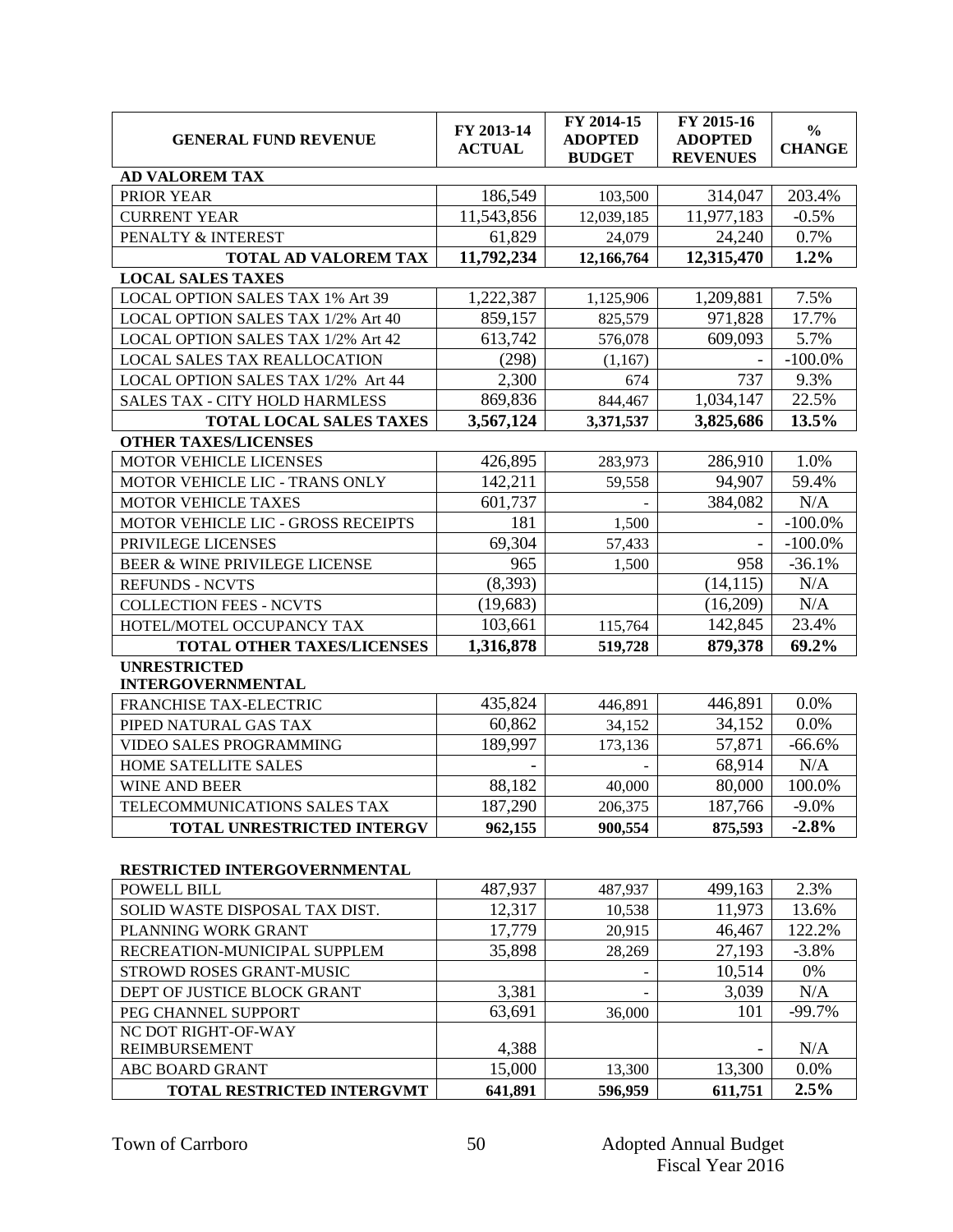| GENERAL FUND REVENUE | FY 2013-14 ACTUAL | FY 2014-15 ADOPTED BUDGET | FY 2015-16 ADOPTED REVENUES | % CHANGE |
|---|---|---|---|---|
| **AD VALOREM TAX** | | | | |
| PRIOR YEAR | 186,549 | 103,500 | 314,047 | 203.4% |
| CURRENT YEAR | 11,543,856 | 12,039,185 | 11,977,183 | -0.5% |
| PENALTY & INTEREST | 61,829 | 24,079 | 24,240 | 0.7% |
| **TOTAL AD VALOREM TAX** | **11,792,234** | **12,166,764** | **12,315,470** | **1.2%** |
| **LOCAL SALES TAXES** | | | | |
| LOCAL OPTION SALES TAX 1% Art 39 | 1,222,387 | 1,125,906 | 1,209,881 | 7.5% |
| LOCAL OPTION SALES TAX 1/2% Art 40 | 859,157 | 825,579 | 971,828 | 17.7% |
| LOCAL OPTION SALES TAX 1/2% Art 42 | 613,742 | 576,078 | 609,093 | 5.7% |
| LOCAL SALES TAX REALLOCATION | (298) | (1,167) | - | -100.0% |
| LOCAL OPTION SALES TAX 1/2% Art 44 | 2,300 | 674 | 737 | 9.3% |
| SALES TAX - CITY HOLD HARMLESS | 869,836 | 844,467 | 1,034,147 | 22.5% |
| **TOTAL LOCAL SALES TAXES** | **3,567,124** | **3,371,537** | **3,825,686** | **13.5%** |
| **OTHER TAXES/LICENSES** | | | | |
| MOTOR VEHICLE LICENSES | 426,895 | 283,973 | 286,910 | 1.0% |
| MOTOR VEHICLE LIC - TRANS ONLY | 142,211 | 59,558 | 94,907 | 59.4% |
| MOTOR VEHICLE TAXES | 601,737 | - | 384,082 | N/A |
| MOTOR VEHICLE LIC - GROSS RECEIPTS | 181 | 1,500 | - | -100.0% |
| PRIVILEGE LICENSES | 69,304 | 57,433 | - | -100.0% |
| BEER & WINE PRIVILEGE LICENSE | 965 | 1,500 | 958 | -36.1% |
| REFUNDS - NCVTS | (8,393) | | (14,115) | N/A |
| COLLECTION FEES - NCVTS | (19,683) | | (16,209) | N/A |
| HOTEL/MOTEL OCCUPANCY TAX | 103,661 | 115,764 | 142,845 | 23.4% |
| **TOTAL OTHER TAXES/LICENSES** | **1,316,878** | **519,728** | **879,378** | **69.2%** |
| **UNRESTRICTED INTERGOVERNMENTAL** | | | | |
| FRANCHISE TAX-ELECTRIC | 435,824 | 446,891 | 446,891 | 0.0% |
| PIPED NATURAL GAS TAX | 60,862 | 34,152 | 34,152 | 0.0% |
| VIDEO SALES PROGRAMMING | 189,997 | 173,136 | 57,871 | -66.6% |
| HOME SATELLITE SALES | - | - | 68,914 | N/A |
| WINE AND BEER | 88,182 | 40,000 | 80,000 | 100.0% |
| TELECOMMUNICATIONS SALES TAX | 187,290 | 206,375 | 187,766 | -9.0% |
| **TOTAL UNRESTRICTED INTERGV** | **962,155** | **900,554** | **875,593** | **-2.8%** |
| **RESTRICTED INTERGOVERNMENTAL** | | | | |
| POWELL BILL | 487,937 | 487,937 | 499,163 | 2.3% |
| SOLID WASTE DISPOSAL TAX DIST. | 12,317 | 10,538 | 11,973 | 13.6% |
| PLANNING WORK GRANT | 17,779 | 20,915 | 46,467 | 122.2% |
| RECREATION-MUNICIPAL SUPPLEM | 35,898 | 28,269 | 27,193 | -3.8% |
| STROWD ROSES GRANT-MUSIC | | - | 10,514 | 0% |
| DEPT OF JUSTICE BLOCK GRANT | 3,381 | - | 3,039 | N/A |
| PEG CHANNEL SUPPORT | 63,691 | 36,000 | 101 | -99.7% |
| NC DOT RIGHT-OF-WAY REIMBURSEMENT | 4,388 | | - | N/A |
| ABC BOARD GRANT | 15,000 | 13,300 | 13,300 | 0.0% |
| **TOTAL RESTRICTED INTERGVMT** | **641,891** | **596,959** | **611,751** | **2.5%** |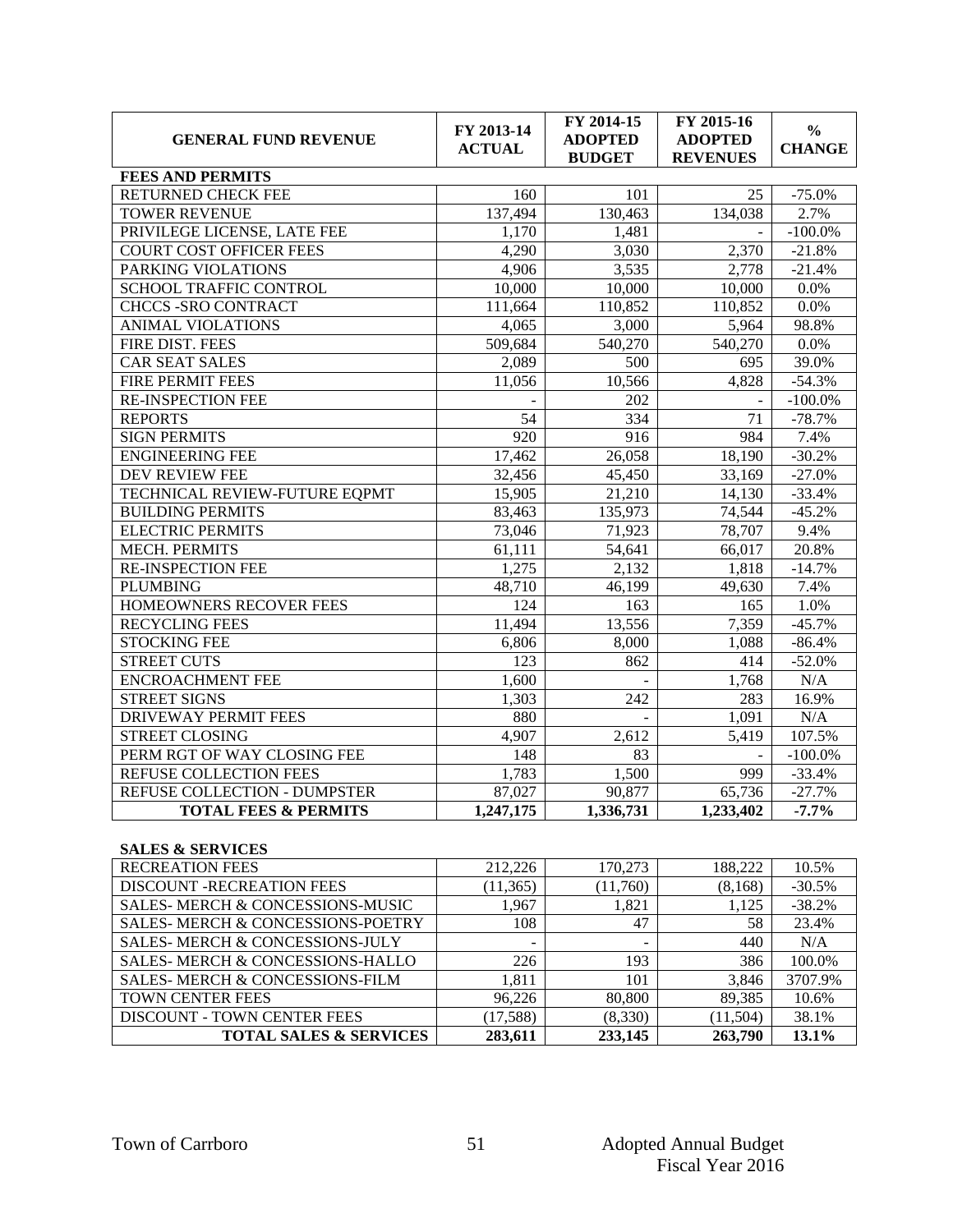| GENERAL FUND REVENUE | FY 2013-14 ACTUAL | FY 2014-15 ADOPTED BUDGET | FY 2015-16 ADOPTED REVENUES | % CHANGE |
|---|---|---|---|---|
| **FEES AND PERMITS** | | | | |
| RETURNED CHECK FEE | 160 | 101 | 25 | -75.0% |
| TOWER REVENUE | 137,494 | 130,463 | 134,038 | 2.7% |
| PRIVILEGE LICENSE, LATE FEE | 1,170 | 1,481 | - | -100.0% |
| COURT COST OFFICER FEES | 4,290 | 3,030 | 2,370 | -21.8% |
| PARKING VIOLATIONS | 4,906 | 3,535 | 2,778 | -21.4% |
| SCHOOL TRAFFIC CONTROL | 10,000 | 10,000 | 10,000 | 0.0% |
| CHCCS -SRO CONTRACT | 111,664 | 110,852 | 110,852 | 0.0% |
| ANIMAL VIOLATIONS | 4,065 | 3,000 | 5,964 | 98.8% |
| FIRE DIST. FEES | 509,684 | 540,270 | 540,270 | 0.0% |
| CAR SEAT SALES | 2,089 | 500 | 695 | 39.0% |
| FIRE PERMIT FEES | 11,056 | 10,566 | 4,828 | -54.3% |
| RE-INSPECTION FEE | - | 202 | - | -100.0% |
| REPORTS | 54 | 334 | 71 | -78.7% |
| SIGN PERMITS | 920 | 916 | 984 | 7.4% |
| ENGINEERING FEE | 17,462 | 26,058 | 18,190 | -30.2% |
| DEV REVIEW FEE | 32,456 | 45,450 | 33,169 | -27.0% |
| TECHNICAL REVIEW-FUTURE EQPMT | 15,905 | 21,210 | 14,130 | -33.4% |
| BUILDING PERMITS | 83,463 | 135,973 | 74,544 | -45.2% |
| ELECTRIC PERMITS | 73,046 | 71,923 | 78,707 | 9.4% |
| MECH. PERMITS | 61,111 | 54,641 | 66,017 | 20.8% |
| RE-INSPECTION FEE | 1,275 | 2,132 | 1,818 | -14.7% |
| PLUMBING | 48,710 | 46,199 | 49,630 | 7.4% |
| HOMEOWNERS RECOVER FEES | 124 | 163 | 165 | 1.0% |
| RECYCLING FEES | 11,494 | 13,556 | 7,359 | -45.7% |
| STOCKING FEE | 6,806 | 8,000 | 1,088 | -86.4% |
| STREET CUTS | 123 | 862 | 414 | -52.0% |
| ENCROACHMENT FEE | 1,600 | - | 1,768 | N/A |
| STREET SIGNS | 1,303 | 242 | 283 | 16.9% |
| DRIVEWAY PERMIT FEES | 880 | - | 1,091 | N/A |
| STREET CLOSING | 4,907 | 2,612 | 5,419 | 107.5% |
| PERM RGT OF WAY CLOSING FEE | 148 | 83 | - | -100.0% |
| REFUSE COLLECTION FEES | 1,783 | 1,500 | 999 | -33.4% |
| REFUSE COLLECTION - DUMPSTER | 87,027 | 90,877 | 65,736 | -27.7% |
| **TOTAL FEES & PERMITS** | **1,247,175** | **1,336,731** | **1,233,402** | **-7.7%** |

**SALES & SERVICES**

| | | | | |
|---|---|---|---|---|
| RECREATION FEES | 212,226 | 170,273 | 188,222 | 10.5% |
| DISCOUNT -RECREATION FEES | (11,365) | (11,760) | (8,168) | -30.5% |
| SALES- MERCH & CONCESSIONS-MUSIC | 1,967 | 1,821 | 1,125 | -38.2% |
| SALES- MERCH & CONCESSIONS-POETRY | 108 | 47 | 58 | 23.4% |
| SALES- MERCH & CONCESSIONS-JULY | - | - | 440 | N/A |
| SALES- MERCH & CONCESSIONS-HALLO | 226 | 193 | 386 | 100.0% |
| SALES- MERCH & CONCESSIONS-FILM | 1,811 | 101 | 3,846 | 3707.9% |
| TOWN CENTER FEES | 96,226 | 80,800 | 89,385 | 10.6% |
| DISCOUNT - TOWN CENTER FEES | (17,588) | (8,330) | (11,504) | 38.1% |
| **TOTAL SALES & SERVICES** | **283,611** | **233,145** | **263,790** | **13.1%** |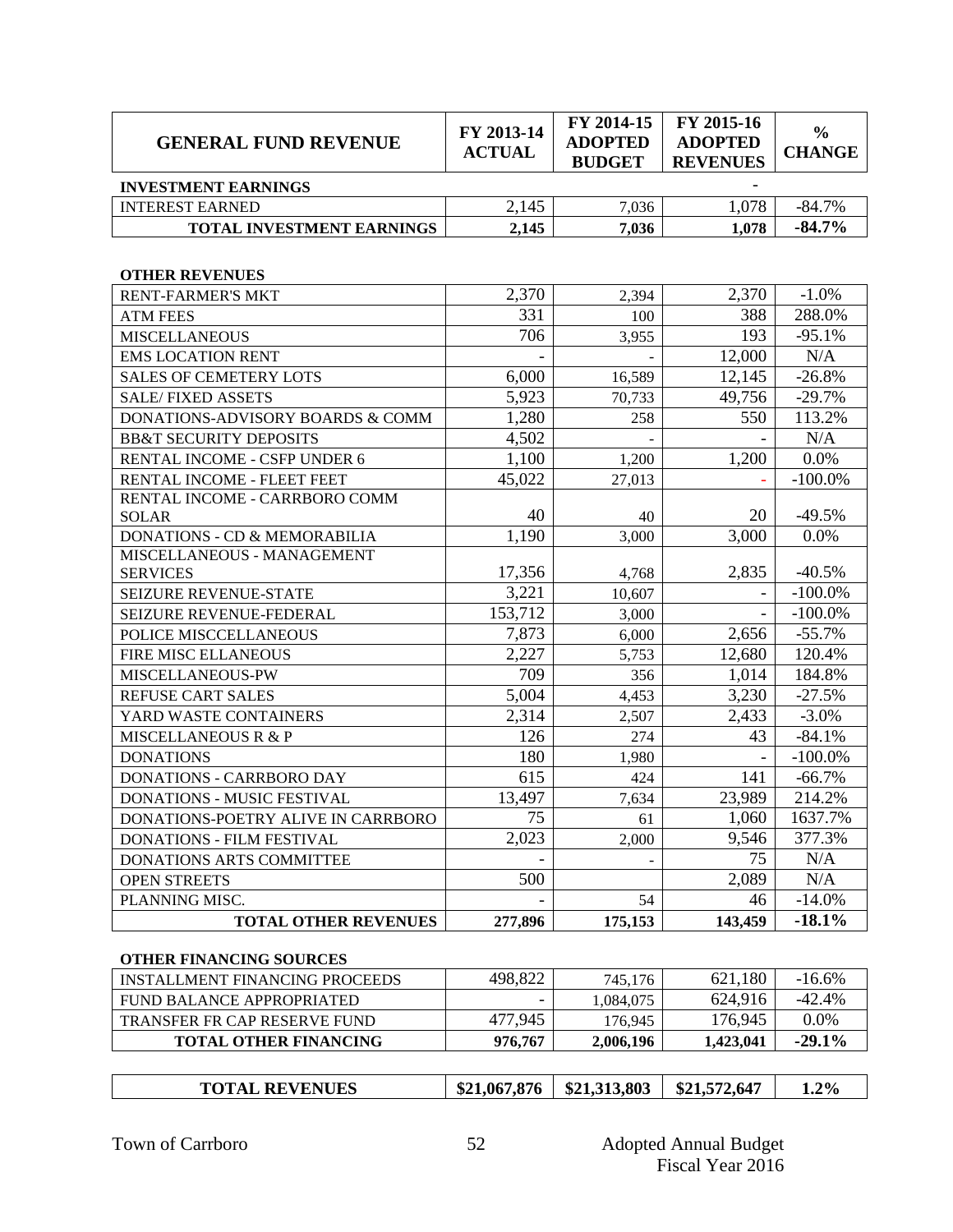| GENERAL FUND REVENUE | FY 2013-14 ACTUAL | FY 2014-15 ADOPTED BUDGET | FY 2015-16 ADOPTED REVENUES | % CHANGE |
|---|---|---|---|---|
| **INVESTMENT EARNINGS** | | | - | |
| INTEREST EARNED | 2,145 | 7,036 | 1,078 | -84.7% |
| **TOTAL INVESTMENT EARNINGS** | **2,145** | **7,036** | **1,078** | **-84.7%** |

**OTHER REVENUES**

| | | | | |
|---|---|---|---|---|
| RENT-FARMER'S MKT | 2,370 | 2,394 | 2,370 | -1.0% |
| ATM FEES | 331 | 100 | 388 | 288.0% |
| MISCELLANEOUS | 706 | 3,955 | 193 | -95.1% |
| EMS LOCATION RENT | - | - | 12,000 | N/A |
| SALES OF CEMETERY LOTS | 6,000 | 16,589 | 12,145 | -26.8% |
| SALE/ FIXED ASSETS | 5,923 | 70,733 | 49,756 | -29.7% |
| DONATIONS-ADVISORY BOARDS & COMM | 1,280 | 258 | 550 | 113.2% |
| BB&T SECURITY DEPOSITS | 4,502 | - | - | N/A |
| RENTAL INCOME - CSFP UNDER 6 | 1,100 | 1,200 | 1,200 | 0.0% |
| RENTAL INCOME - FLEET FEET | 45,022 | 27,013 | - | -100.0% |
| RENTAL INCOME - CARRBORO COMM SOLAR | 40 | 40 | 20 | -49.5% |
| DONATIONS - CD & MEMORABILIA | 1,190 | 3,000 | 3,000 | 0.0% |
| MISCELLANEOUS - MANAGEMENT SERVICES | 17,356 | 4,768 | 2,835 | -40.5% |
| SEIZURE REVENUE-STATE | 3,221 | 10,607 | - | -100.0% |
| SEIZURE REVENUE-FEDERAL | 153,712 | 3,000 | - | -100.0% |
| POLICE MISCCELLANEOUS | 7,873 | 6,000 | 2,656 | -55.7% |
| FIRE MISC ELLANEOUS | 2,227 | 5,753 | 12,680 | 120.4% |
| MISCELLANEOUS-PW | 709 | 356 | 1,014 | 184.8% |
| REFUSE CART SALES | 5,004 | 4,453 | 3,230 | -27.5% |
| YARD WASTE CONTAINERS | 2,314 | 2,507 | 2,433 | -3.0% |
| MISCELLANEOUS R & P | 126 | 274 | 43 | -84.1% |
| DONATIONS | 180 | 1,980 | - | -100.0% |
| DONATIONS - CARRBORO DAY | 615 | 424 | 141 | -66.7% |
| DONATIONS - MUSIC FESTIVAL | 13,497 | 7,634 | 23,989 | 214.2% |
| DONATIONS-POETRY ALIVE IN CARRBORO | 75 | 61 | 1,060 | 1637.7% |
| DONATIONS - FILM FESTIVAL | 2,023 | 2,000 | 9,546 | 377.3% |
| DONATIONS ARTS COMMITTEE | - | - | 75 | N/A |
| OPEN STREETS | 500 | | 2,089 | N/A |
| PLANNING MISC. | - | 54 | 46 | -14.0% |
| **TOTAL OTHER REVENUES** | **277,896** | **175,153** | **143,459** | **-18.1%** |

**OTHER FINANCING SOURCES**

| | | | | |
|---|---|---|---|---|
| INSTALLMENT FINANCING PROCEEDS | 498,822 | 745,176 | 621,180 | -16.6% |
| FUND BALANCE APPROPRIATED | - | 1,084,075 | 624,916 | -42.4% |
| TRANSFER FR CAP RESERVE FUND | 477,945 | 176,945 | 176,945 | 0.0% |
| **TOTAL OTHER FINANCING** | **976,767** | **2,006,196** | **1,423,041** | **-29.1%** |

| | | | | |
|---|---|---|---|---|
| **TOTAL REVENUES** | **$21,067,876** | **$21,313,803** | **$21,572,647** | **1.2%** |

Town of Carrboro — Adopted Annual Budget Fiscal Year 2016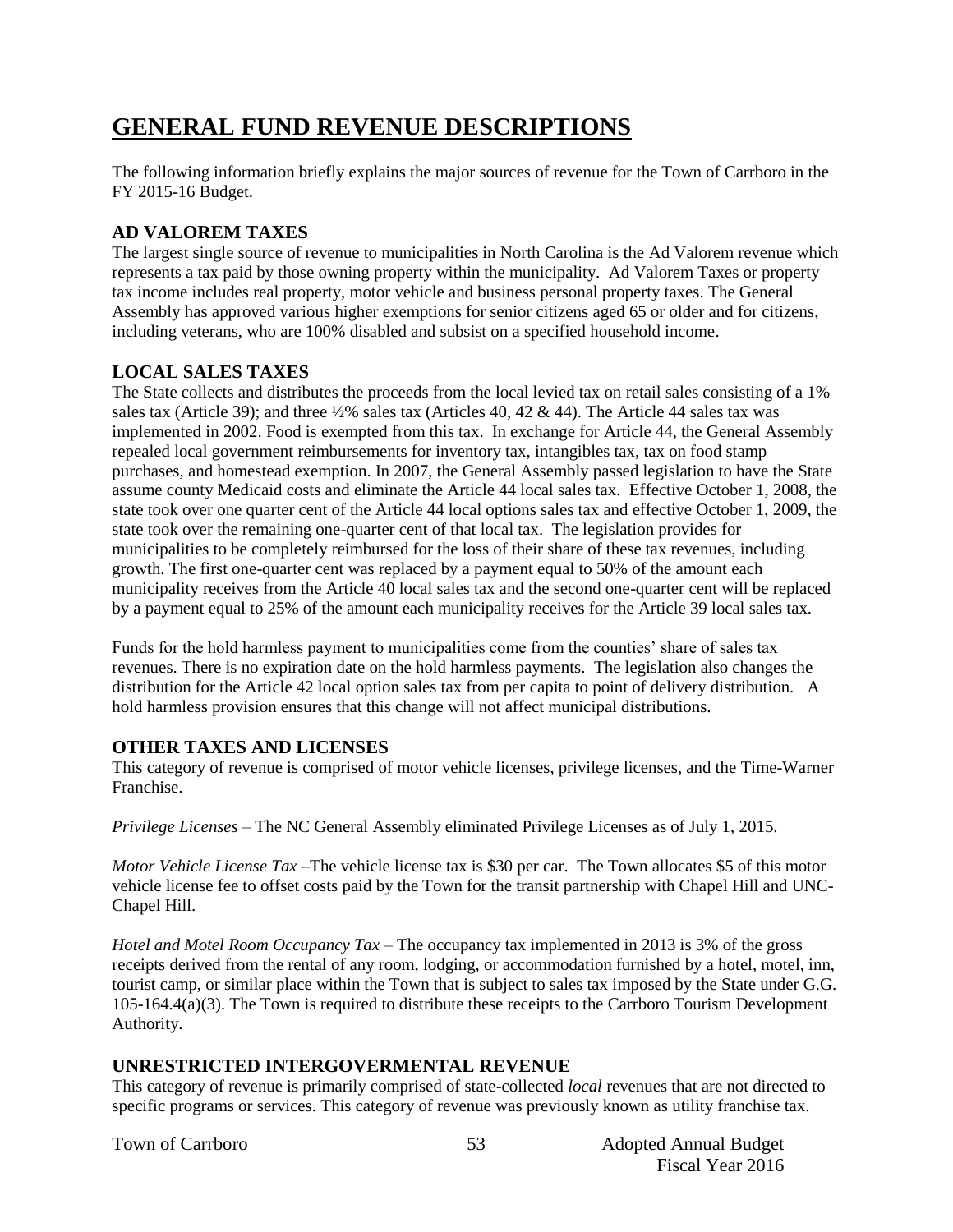# GENERAL FUND REVENUE DESCRIPTIONS

The following information briefly explains the major sources of revenue for the Town of Carrboro in the FY 2015-16 Budget.

## AD VALOREM TAXES

The largest single source of revenue to municipalities in North Carolina is the Ad Valorem revenue which represents a tax paid by those owning property within the municipality. Ad Valorem Taxes or property tax income includes real property, motor vehicle and business personal property taxes. The General Assembly has approved various higher exemptions for senior citizens aged 65 or older and for citizens, including veterans, who are 100% disabled and subsist on a specified household income.

## LOCAL SALES TAXES

The State collects and distributes the proceeds from the local levied tax on retail sales consisting of a 1% sales tax (Article 39); and three ½% sales tax (Articles 40, 42 & 44). The Article 44 sales tax was implemented in 2002. Food is exempted from this tax. In exchange for Article 44, the General Assembly repealed local government reimbursements for inventory tax, intangibles tax, tax on food stamp purchases, and homestead exemption. In 2007, the General Assembly passed legislation to have the State assume county Medicaid costs and eliminate the Article 44 local sales tax. Effective October 1, 2008, the state took over one quarter cent of the Article 44 local options sales tax and effective October 1, 2009, the state took over the remaining one-quarter cent of that local tax. The legislation provides for municipalities to be completely reimbursed for the loss of their share of these tax revenues, including growth. The first one-quarter cent was replaced by a payment equal to 50% of the amount each municipality receives from the Article 40 local sales tax and the second one-quarter cent will be replaced by a payment equal to 25% of the amount each municipality receives for the Article 39 local sales tax.

Funds for the hold harmless payment to municipalities come from the counties' share of sales tax revenues. There is no expiration date on the hold harmless payments. The legislation also changes the distribution for the Article 42 local option sales tax from per capita to point of delivery distribution. A hold harmless provision ensures that this change will not affect municipal distributions.

## OTHER TAXES AND LICENSES

This category of revenue is comprised of motor vehicle licenses, privilege licenses, and the Time-Warner Franchise.

*Privilege Licenses* – The NC General Assembly eliminated Privilege Licenses as of July 1, 2015.

*Motor Vehicle License Tax* –The vehicle license tax is $30 per car. The Town allocates $5 of this motor vehicle license fee to offset costs paid by the Town for the transit partnership with Chapel Hill and UNC-Chapel Hill.

*Hotel and Motel Room Occupancy Tax* – The occupancy tax implemented in 2013 is 3% of the gross receipts derived from the rental of any room, lodging, or accommodation furnished by a hotel, motel, inn, tourist camp, or similar place within the Town that is subject to sales tax imposed by the State under G.G. 105-164.4(a)(3). The Town is required to distribute these receipts to the Carrboro Tourism Development Authority.

## UNRESTRICTED INTERGOVERMENTAL REVENUE

This category of revenue is primarily comprised of state-collected *local* revenues that are not directed to specific programs or services. This category of revenue was previously known as utility franchise tax.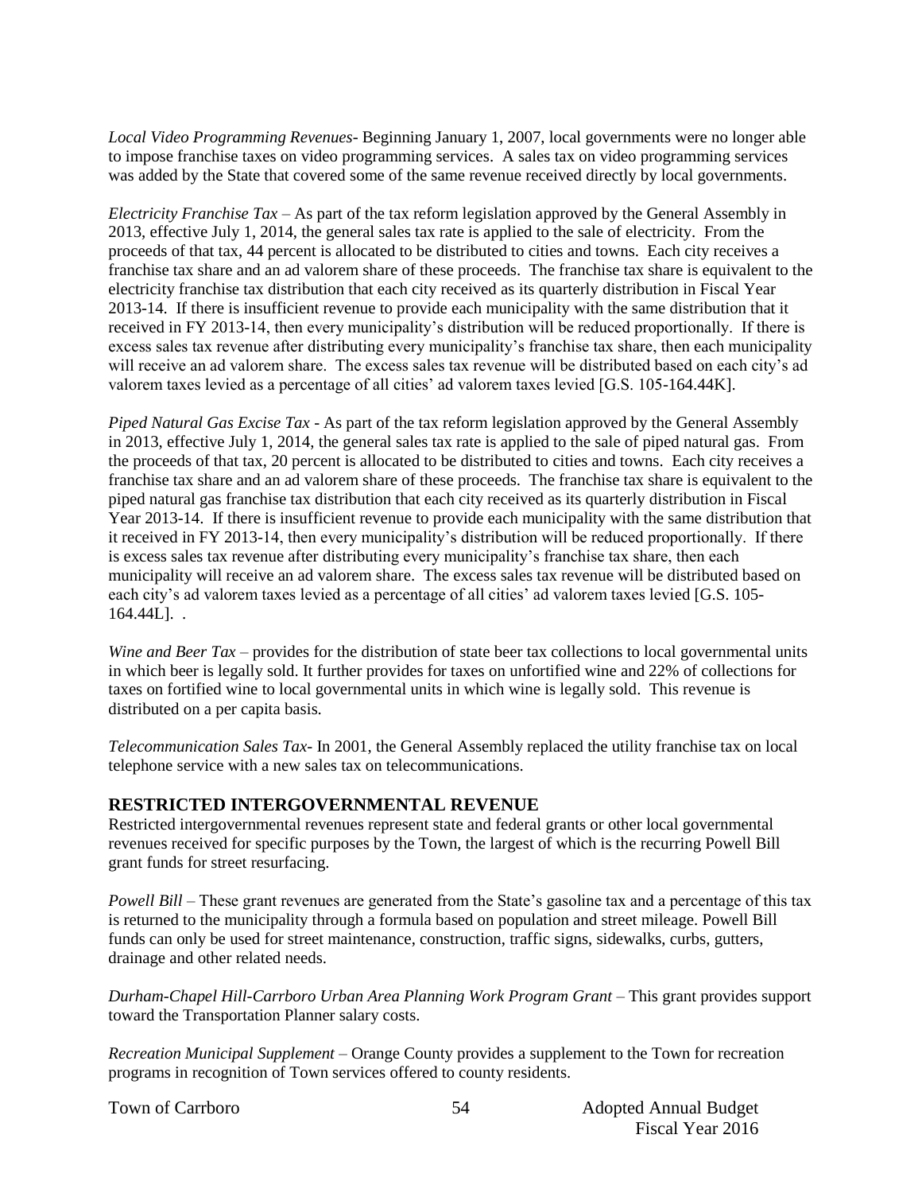*Local Video Programming Revenues*- Beginning January 1, 2007, local governments were no longer able to impose franchise taxes on video programming services. A sales tax on video programming services was added by the State that covered some of the same revenue received directly by local governments.

*Electricity Franchise Tax* – As part of the tax reform legislation approved by the General Assembly in 2013, effective July 1, 2014, the general sales tax rate is applied to the sale of electricity. From the proceeds of that tax, 44 percent is allocated to be distributed to cities and towns. Each city receives a franchise tax share and an ad valorem share of these proceeds. The franchise tax share is equivalent to the electricity franchise tax distribution that each city received as its quarterly distribution in Fiscal Year 2013-14. If there is insufficient revenue to provide each municipality with the same distribution that it received in FY 2013-14, then every municipality's distribution will be reduced proportionally. If there is excess sales tax revenue after distributing every municipality's franchise tax share, then each municipality will receive an ad valorem share. The excess sales tax revenue will be distributed based on each city's ad valorem taxes levied as a percentage of all cities' ad valorem taxes levied [G.S. 105-164.44K].

*Piped Natural Gas Excise Tax* - As part of the tax reform legislation approved by the General Assembly in 2013, effective July 1, 2014, the general sales tax rate is applied to the sale of piped natural gas. From the proceeds of that tax, 20 percent is allocated to be distributed to cities and towns. Each city receives a franchise tax share and an ad valorem share of these proceeds. The franchise tax share is equivalent to the piped natural gas franchise tax distribution that each city received as its quarterly distribution in Fiscal Year 2013-14. If there is insufficient revenue to provide each municipality with the same distribution that it received in FY 2013-14, then every municipality's distribution will be reduced proportionally. If there is excess sales tax revenue after distributing every municipality's franchise tax share, then each municipality will receive an ad valorem share. The excess sales tax revenue will be distributed based on each city's ad valorem taxes levied as a percentage of all cities' ad valorem taxes levied [G.S. 105-164.44L]. .

*Wine and Beer Tax* – provides for the distribution of state beer tax collections to local governmental units in which beer is legally sold. It further provides for taxes on unfortified wine and 22% of collections for taxes on fortified wine to local governmental units in which wine is legally sold. This revenue is distributed on a per capita basis.

*Telecommunication Sales Tax*- In 2001, the General Assembly replaced the utility franchise tax on local telephone service with a new sales tax on telecommunications.

## RESTRICTED INTERGOVERNMENTAL REVENUE

Restricted intergovernmental revenues represent state and federal grants or other local governmental revenues received for specific purposes by the Town, the largest of which is the recurring Powell Bill grant funds for street resurfacing.

*Powell Bill* – These grant revenues are generated from the State's gasoline tax and a percentage of this tax is returned to the municipality through a formula based on population and street mileage. Powell Bill funds can only be used for street maintenance, construction, traffic signs, sidewalks, curbs, gutters, drainage and other related needs.

*Durham-Chapel Hill-Carrboro Urban Area Planning Work Program Grant* – This grant provides support toward the Transportation Planner salary costs.

*Recreation Municipal Supplement* – Orange County provides a supplement to the Town for recreation programs in recognition of Town services offered to county residents.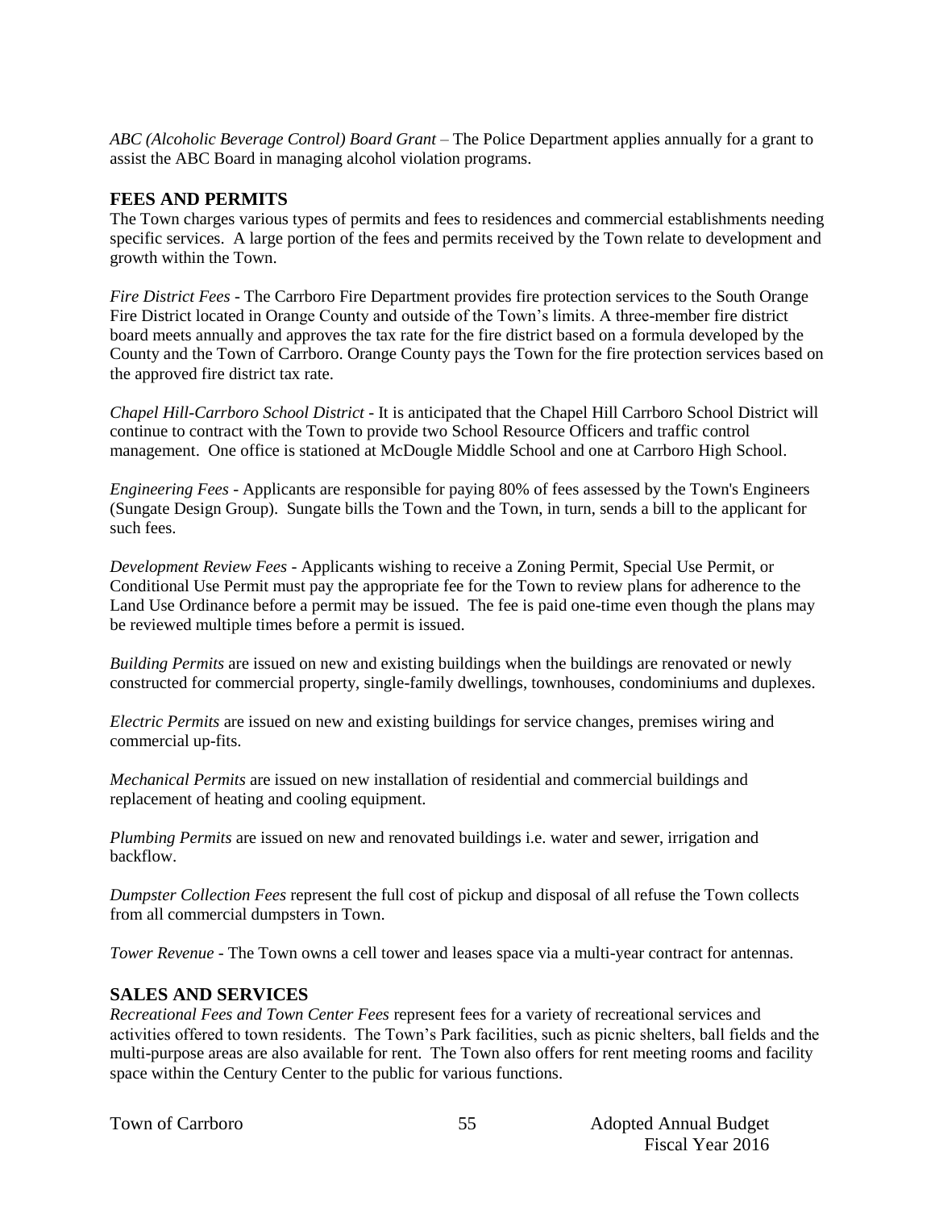*ABC (Alcoholic Beverage Control) Board Grant* – The Police Department applies annually for a grant to assist the ABC Board in managing alcohol violation programs.

## FEES AND PERMITS

The Town charges various types of permits and fees to residences and commercial establishments needing specific services. A large portion of the fees and permits received by the Town relate to development and growth within the Town.

*Fire District Fees* - The Carrboro Fire Department provides fire protection services to the South Orange Fire District located in Orange County and outside of the Town's limits. A three-member fire district board meets annually and approves the tax rate for the fire district based on a formula developed by the County and the Town of Carrboro. Orange County pays the Town for the fire protection services based on the approved fire district tax rate.

*Chapel Hill-Carrboro School District* - It is anticipated that the Chapel Hill Carrboro School District will continue to contract with the Town to provide two School Resource Officers and traffic control management. One office is stationed at McDougle Middle School and one at Carrboro High School.

*Engineering Fees* - Applicants are responsible for paying 80% of fees assessed by the Town's Engineers (Sungate Design Group). Sungate bills the Town and the Town, in turn, sends a bill to the applicant for such fees.

*Development Review Fees* - Applicants wishing to receive a Zoning Permit, Special Use Permit, or Conditional Use Permit must pay the appropriate fee for the Town to review plans for adherence to the Land Use Ordinance before a permit may be issued. The fee is paid one-time even though the plans may be reviewed multiple times before a permit is issued.

*Building Permits* are issued on new and existing buildings when the buildings are renovated or newly constructed for commercial property, single-family dwellings, townhouses, condominiums and duplexes.

*Electric Permits* are issued on new and existing buildings for service changes, premises wiring and commercial up-fits.

*Mechanical Permits* are issued on new installation of residential and commercial buildings and replacement of heating and cooling equipment.

*Plumbing Permits* are issued on new and renovated buildings i.e. water and sewer, irrigation and backflow.

*Dumpster Collection Fees* represent the full cost of pickup and disposal of all refuse the Town collects from all commercial dumpsters in Town.

*Tower Revenue* - The Town owns a cell tower and leases space via a multi-year contract for antennas.

## SALES AND SERVICES

*Recreational Fees and Town Center Fees* represent fees for a variety of recreational services and activities offered to town residents. The Town's Park facilities, such as picnic shelters, ball fields and the multi-purpose areas are also available for rent. The Town also offers for rent meeting rooms and facility space within the Century Center to the public for various functions.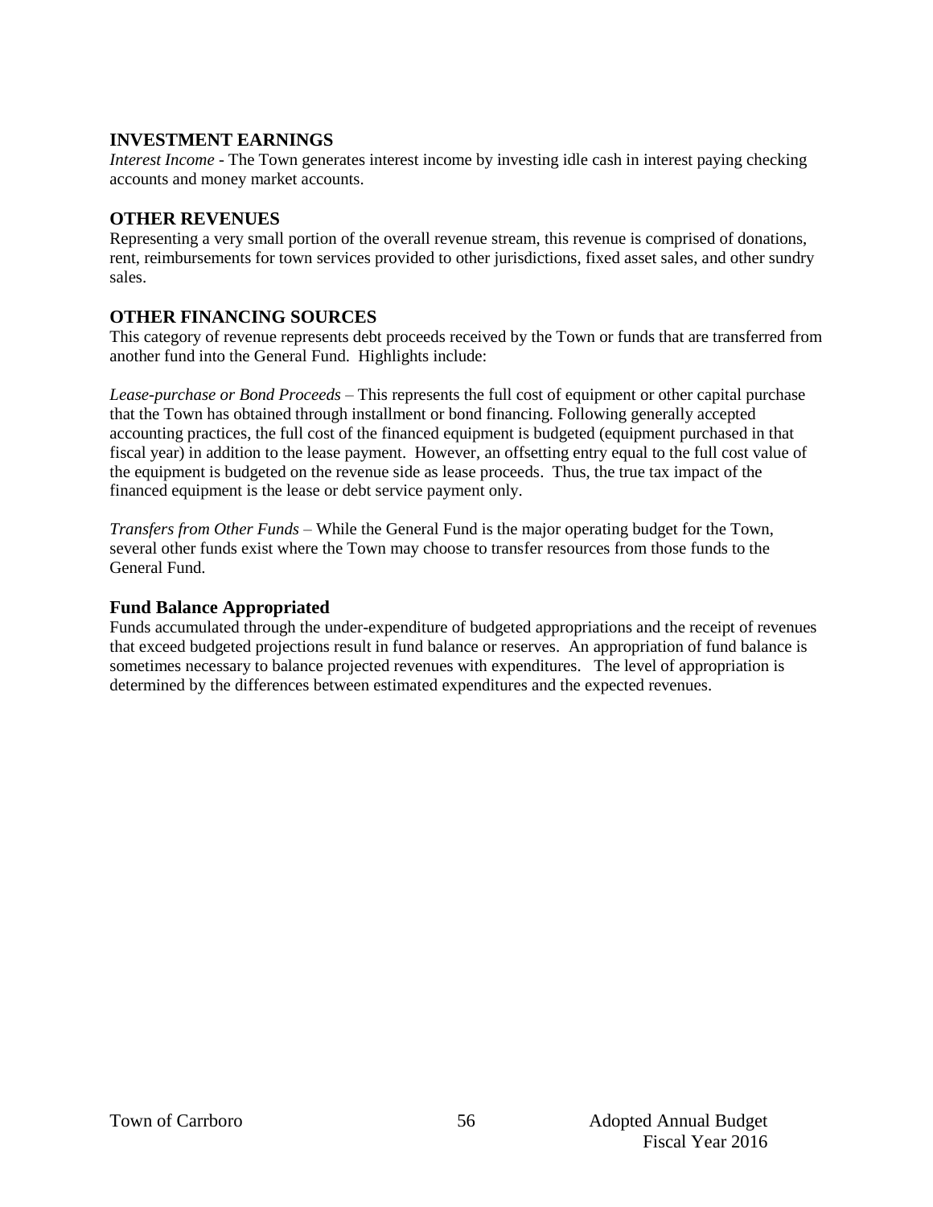## INVESTMENT EARNINGS

*Interest Income* - The Town generates interest income by investing idle cash in interest paying checking accounts and money market accounts.

## OTHER REVENUES

Representing a very small portion of the overall revenue stream, this revenue is comprised of donations, rent, reimbursements for town services provided to other jurisdictions, fixed asset sales, and other sundry sales.

## OTHER FINANCING SOURCES

This category of revenue represents debt proceeds received by the Town or funds that are transferred from another fund into the General Fund. Highlights include:

*Lease-purchase or Bond Proceeds* – This represents the full cost of equipment or other capital purchase that the Town has obtained through installment or bond financing. Following generally accepted accounting practices, the full cost of the financed equipment is budgeted (equipment purchased in that fiscal year) in addition to the lease payment. However, an offsetting entry equal to the full cost value of the equipment is budgeted on the revenue side as lease proceeds. Thus, the true tax impact of the financed equipment is the lease or debt service payment only.

*Transfers from Other Funds* – While the General Fund is the major operating budget for the Town, several other funds exist where the Town may choose to transfer resources from those funds to the General Fund.

## Fund Balance Appropriated

Funds accumulated through the under-expenditure of budgeted appropriations and the receipt of revenues that exceed budgeted projections result in fund balance or reserves. An appropriation of fund balance is sometimes necessary to balance projected revenues with expenditures. The level of appropriation is determined by the differences between estimated expenditures and the expected revenues.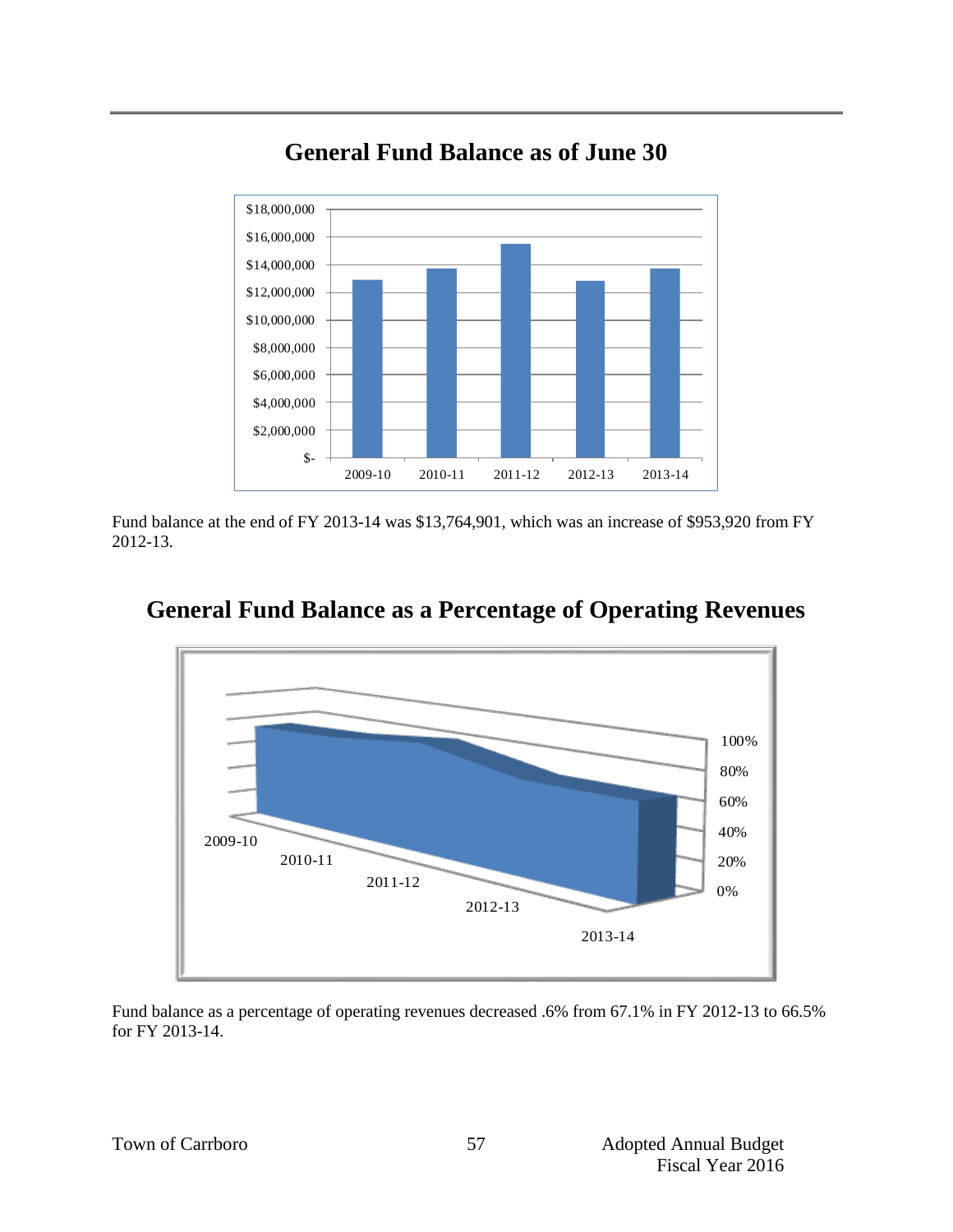## General Fund Balance as of June 30

Fund balance at the end of FY 2013-14 was $13,764,901, which was an increase of $953,920 from FY 2012-13.

## General Fund Balance as a Percentage of Operating Revenues

Fund balance as a percentage of operating revenues decreased .6% from 67.1% in FY 2012-13 to 66.5% for FY 2013-14.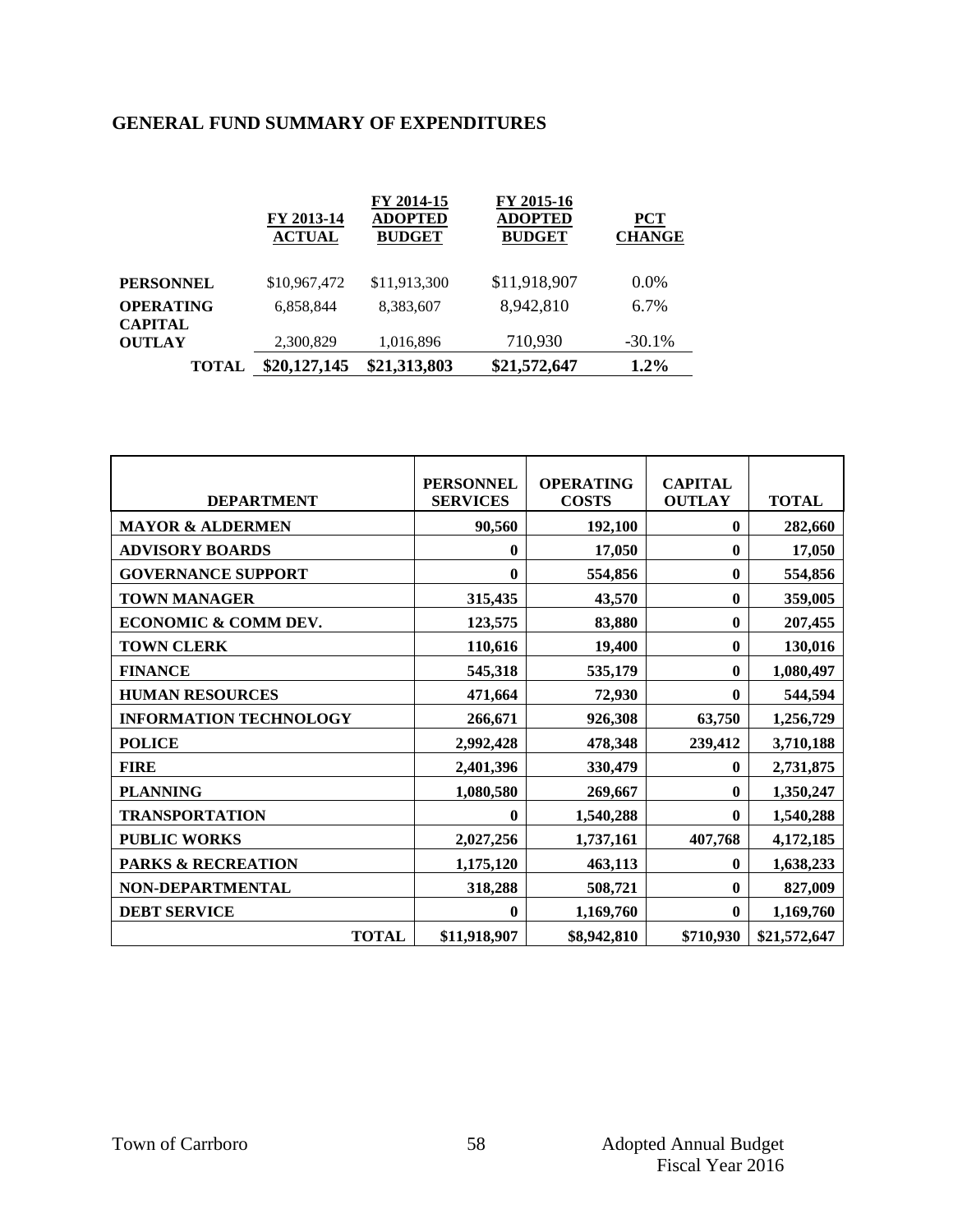## GENERAL FUND SUMMARY OF EXPENDITURES

| | FY 2013-14 ACTUAL | FY 2014-15 ADOPTED BUDGET | FY 2015-16 ADOPTED BUDGET | PCT CHANGE |
|---|---|---|---|---|
| **PERSONNEL** | $10,967,472 | $11,913,300 | $11,918,907 | 0.0% |
| **OPERATING** | 6,858,844 | 8,383,607 | 8,942,810 | 6.7% |
| **CAPITAL OUTLAY** | 2,300,829 | 1,016,896 | 710,930 | -30.1% |
| **TOTAL** | **$20,127,145** | **$21,313,803** | **$21,572,647** | **1.2%** |

| DEPARTMENT | PERSONNEL SERVICES | OPERATING COSTS | CAPITAL OUTLAY | TOTAL |
|---|---|---|---|---|
| **MAYOR & ALDERMEN** | **90,560** | **192,100** | **0** | **282,660** |
| **ADVISORY BOARDS** | **0** | **17,050** | **0** | **17,050** |
| **GOVERNANCE SUPPORT** | **0** | **554,856** | **0** | **554,856** |
| **TOWN MANAGER** | **315,435** | **43,570** | **0** | **359,005** |
| **ECONOMIC & COMM DEV.** | **123,575** | **83,880** | **0** | **207,455** |
| **TOWN CLERK** | **110,616** | **19,400** | **0** | **130,016** |
| **FINANCE** | **545,318** | **535,179** | **0** | **1,080,497** |
| **HUMAN RESOURCES** | **471,664** | **72,930** | **0** | **544,594** |
| **INFORMATION TECHNOLOGY** | **266,671** | **926,308** | **63,750** | **1,256,729** |
| **POLICE** | **2,992,428** | **478,348** | **239,412** | **3,710,188** |
| **FIRE** | **2,401,396** | **330,479** | **0** | **2,731,875** |
| **PLANNING** | **1,080,580** | **269,667** | **0** | **1,350,247** |
| **TRANSPORTATION** | **0** | **1,540,288** | **0** | **1,540,288** |
| **PUBLIC WORKS** | **2,027,256** | **1,737,161** | **407,768** | **4,172,185** |
| **PARKS & RECREATION** | **1,175,120** | **463,113** | **0** | **1,638,233** |
| **NON-DEPARTMENTAL** | **318,288** | **508,721** | **0** | **827,009** |
| **DEBT SERVICE** | **0** | **1,169,760** | **0** | **1,169,760** |
| **TOTAL** | **$11,918,907** | **$8,942,810** | **$710,930** | **$21,572,647** |